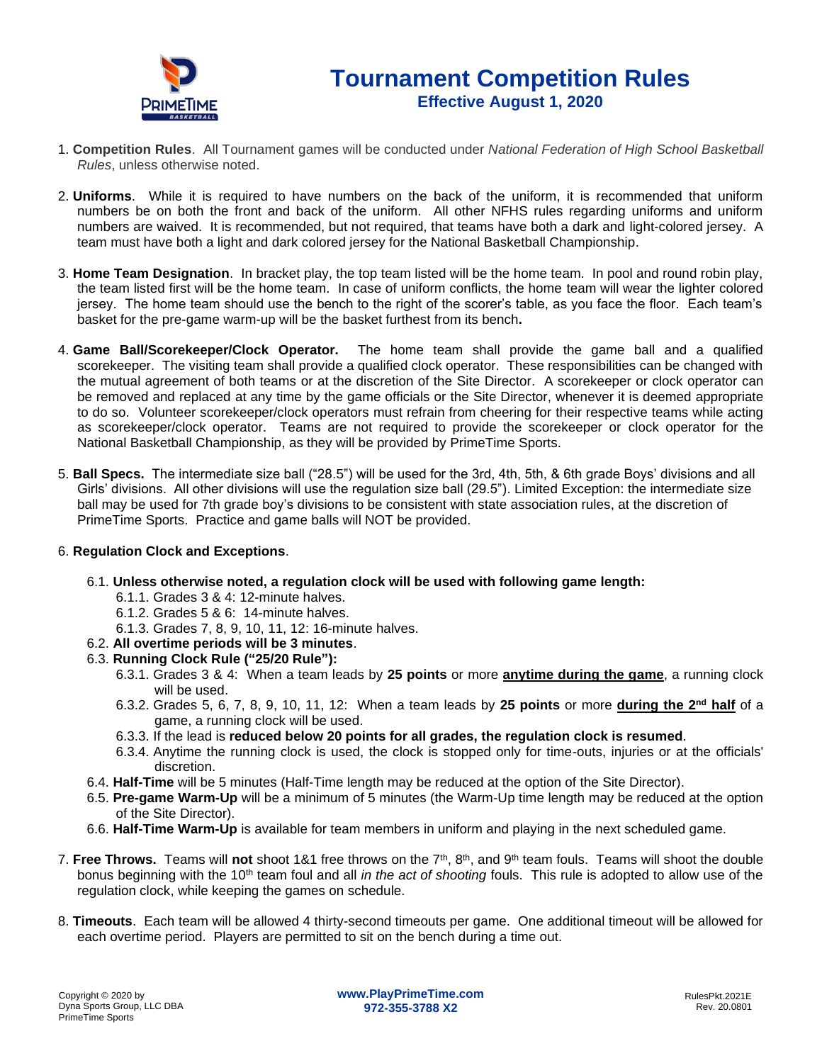# Tournament Competition Rules

**Effective August 1, 2020**

1. **Competition Rules**. All Tournament games will be conducted under *National Federation of High School Basketball Rules*, unless otherwise noted.

2. **Uniforms**. While it is required to have numbers on the back of the uniform, it is recommended that uniform numbers be on both the front and back of the uniform. All other NFHS rules regarding uniforms and uniform numbers are waived. It is recommended, but not required, that teams have both a dark and light-colored jersey. A team must have both a light and dark colored jersey for the National Basketball Championship.

3. **Home Team Designation**. In bracket play, the top team listed will be the home team. In pool and round robin play, the team listed first will be the home team. In case of uniform conflicts, the home team will wear the lighter colored jersey. The home team should use the bench to the right of the scorer's table, as you face the floor. Each team's basket for the pre-game warm-up will be the basket furthest from its bench**.**

4. **Game Ball/Scorekeeper/Clock Operator.** The home team shall provide the game ball and a qualified scorekeeper. The visiting team shall provide a qualified clock operator. These responsibilities can be changed with the mutual agreement of both teams or at the discretion of the Site Director. A scorekeeper or clock operator can be removed and replaced at any time by the game officials or the Site Director, whenever it is deemed appropriate to do so. Volunteer scorekeeper/clock operators must refrain from cheering for their respective teams while acting as scorekeeper/clock operator. Teams are not required to provide the scorekeeper or clock operator for the National Basketball Championship, as they will be provided by PrimeTime Sports.

5. **Ball Specs.** The intermediate size ball ("28.5") will be used for the 3rd, 4th, 5th, & 6th grade Boys' divisions and all Girls' divisions. All other divisions will use the regulation size ball (29.5"). Limited Exception: the intermediate size ball may be used for 7th grade boy's divisions to be consistent with state association rules, at the discretion of PrimeTime Sports. Practice and game balls will NOT be provided.

6. **Regulation Clock and Exceptions**.
   - 6.1. **Unless otherwise noted, a regulation clock will be used with following game length:**
     - 6.1.1. Grades 3 & 4: 12-minute halves.
     - 6.1.2. Grades 5 & 6: 14-minute halves.
     - 6.1.3. Grades 7, 8, 9, 10, 11, 12: 16-minute halves.
   - 6.2. **All overtime periods will be 3 minutes**.
   - 6.3. **Running Clock Rule ("25/20 Rule"):**
     - 6.3.1. Grades 3 & 4: When a team leads by **25 points** or more **<u>anytime during the game</u>**, a running clock will be used.
     - 6.3.2. Grades 5, 6, 7, 8, 9, 10, 11, 12: When a team leads by **25 points** or more **<u>during the 2nd half</u>** of a game, a running clock will be used.
     - 6.3.3. If the lead is **reduced below 20 points for all grades, the regulation clock is resumed**.
     - 6.3.4. Anytime the running clock is used, the clock is stopped only for time-outs, injuries or at the officials' discretion.
   - 6.4. **Half-Time** will be 5 minutes (Half-Time length may be reduced at the option of the Site Director).
   - 6.5. **Pre-game Warm-Up** will be a minimum of 5 minutes (the Warm-Up time length may be reduced at the option of the Site Director).
   - 6.6. **Half-Time Warm-Up** is available for team members in uniform and playing in the next scheduled game.

7. **Free Throws.** Teams will **not** shoot 1&1 free throws on the 7th, 8th, and 9th team fouls. Teams will shoot the double bonus beginning with the 10th team foul and all *in the act of shooting* fouls. This rule is adopted to allow use of the regulation clock, while keeping the games on schedule.

8. **Timeouts**. Each team will be allowed 4 thirty-second timeouts per game. One additional timeout will be allowed for each overtime period. Players are permitted to sit on the bench during a time out.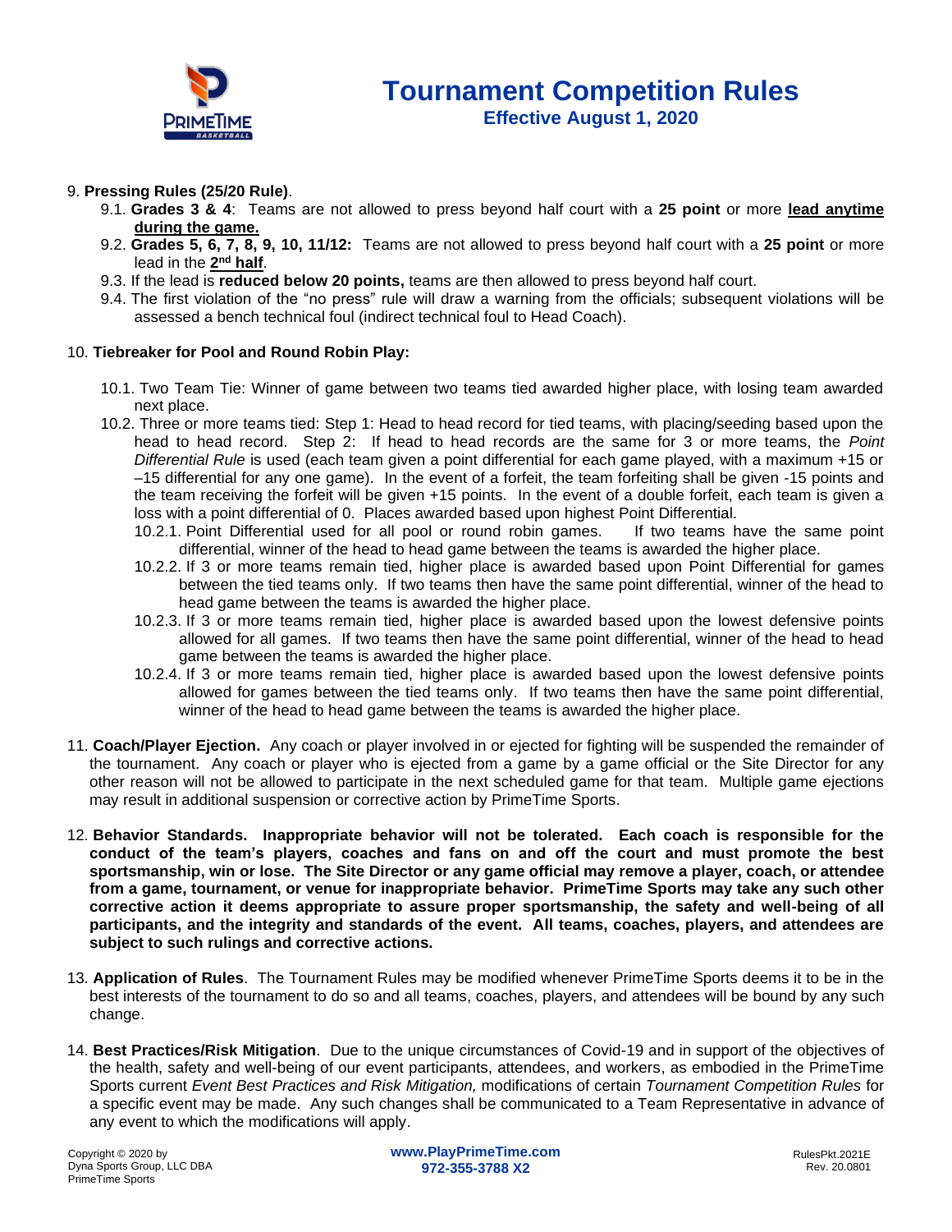9. **Pressing Rules (25/20 Rule)**.

9.1. **Grades 3 & 4**: Teams are not allowed to press beyond half court with a **25 point** or more **lead anytime during the game.**

9.2. **Grades 5, 6, 7, 8, 9, 10, 11/12:** Teams are not allowed to press beyond half court with a **25 point** or more lead in the **2nd half**.

9.3. If the lead is **reduced below 20 points,** teams are then allowed to press beyond half court.

9.4. The first violation of the "no press" rule will draw a warning from the officials; subsequent violations will be assessed a bench technical foul (indirect technical foul to Head Coach).

10. **Tiebreaker for Pool and Round Robin Play:**

10.1. Two Team Tie: Winner of game between two teams tied awarded higher place, with losing team awarded next place.

10.2. Three or more teams tied: Step 1: Head to head record for tied teams, with placing/seeding based upon the head to head record. Step 2: If head to head records are the same for 3 or more teams, the *Point Differential Rule* is used (each team given a point differential for each game played, with a maximum +15 or –15 differential for any one game). In the event of a forfeit, the team forfeiting shall be given -15 points and the team receiving the forfeit will be given +15 points. In the event of a double forfeit, each team is given a loss with a point differential of 0. Places awarded based upon highest Point Differential.

10.2.1. Point Differential used for all pool or round robin games. If two teams have the same point differential, winner of the head to head game between the teams is awarded the higher place.

10.2.2. If 3 or more teams remain tied, higher place is awarded based upon Point Differential for games between the tied teams only. If two teams then have the same point differential, winner of the head to head game between the teams is awarded the higher place.

10.2.3. If 3 or more teams remain tied, higher place is awarded based upon the lowest defensive points allowed for all games. If two teams then have the same point differential, winner of the head to head game between the teams is awarded the higher place.

10.2.4. If 3 or more teams remain tied, higher place is awarded based upon the lowest defensive points allowed for games between the tied teams only. If two teams then have the same point differential, winner of the head to head game between the teams is awarded the higher place.

11. **Coach/Player Ejection.** Any coach or player involved in or ejected for fighting will be suspended the remainder of the tournament. Any coach or player who is ejected from a game by a game official or the Site Director for any other reason will not be allowed to participate in the next scheduled game for that team. Multiple game ejections may result in additional suspension or corrective action by PrimeTime Sports.

12. **Behavior Standards. Inappropriate behavior will not be tolerated. Each coach is responsible for the conduct of the team's players, coaches and fans on and off the court and must promote the best sportsmanship, win or lose. The Site Director or any game official may remove a player, coach, or attendee from a game, tournament, or venue for inappropriate behavior. PrimeTime Sports may take any such other corrective action it deems appropriate to assure proper sportsmanship, the safety and well-being of all participants, and the integrity and standards of the event. All teams, coaches, players, and attendees are subject to such rulings and corrective actions.**

13. **Application of Rules**. The Tournament Rules may be modified whenever PrimeTime Sports deems it to be in the best interests of the tournament to do so and all teams, coaches, players, and attendees will be bound by any such change.

14. **Best Practices/Risk Mitigation**. Due to the unique circumstances of Covid-19 and in support of the objectives of the health, safety and well-being of our event participants, attendees, and workers, as embodied in the PrimeTime Sports current *Event Best Practices and Risk Mitigation,* modifications of certain *Tournament Competition Rules* for a specific event may be made. Any such changes shall be communicated to a Team Representative in advance of any event to which the modifications will apply.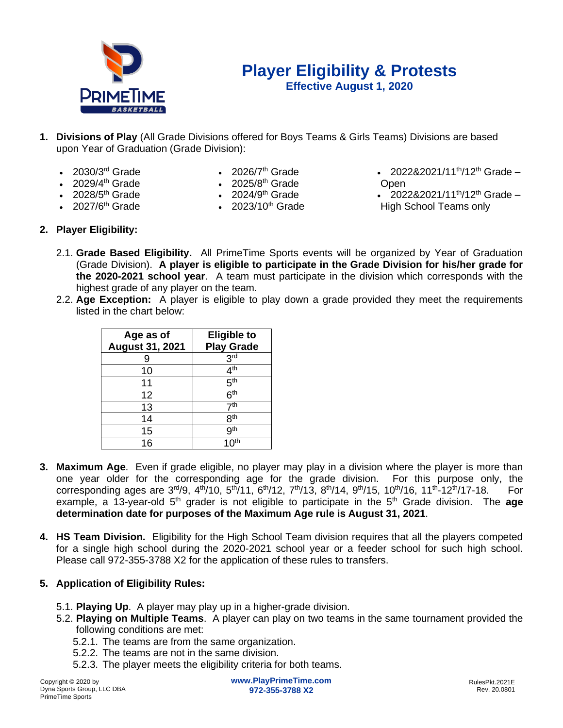# Player Eligibility & Protests

**Effective August 1, 2020**

1. **Divisions of Play** (All Grade Divisions offered for Boys Teams & Girls Teams) Divisions are based upon Year of Graduation (Grade Division):

   - 2030/3rd Grade
   - 2029/4th Grade
   - 2028/5th Grade
   - 2027/6th Grade
   - 2026/7th Grade
   - 2025/8th Grade
   - 2024/9th Grade
   - 2023/10th Grade
   - 2022&2021/11th/12th Grade – Open
   - 2022&2021/11th/12th Grade – High School Teams only

2. **Player Eligibility:**

   2.1. **Grade Based Eligibility.** All PrimeTime Sports events will be organized by Year of Graduation (Grade Division). **A player is eligible to participate in the Grade Division for his/her grade for the 2020-2021 school year**. A team must participate in the division which corresponds with the highest grade of any player on the team.

   2.2. **Age Exception:** A player is eligible to play down a grade provided they meet the requirements listed in the chart below:

| Age as of August 31, 2021 | Eligible to Play Grade |
|---|---|
| 9 | 3rd |
| 10 | 4th |
| 11 | 5th |
| 12 | 6th |
| 13 | 7th |
| 14 | 8th |
| 15 | 9th |
| 16 | 10th |

3. **Maximum Age**. Even if grade eligible, no player may play in a division where the player is more than one year older for the corresponding age for the grade division. For this purpose only, the corresponding ages are 3rd/9, 4th/10, 5th/11, 6th/12, 7th/13, 8th/14, 9th/15, 10th/16, 11th-12th/17-18. For example, a 13-year-old 5th grader is not eligible to participate in the 5th Grade division. The **age determination date for purposes of the Maximum Age rule is August 31, 2021**.

4. **HS Team Division.** Eligibility for the High School Team division requires that all the players competed for a single high school during the 2020-2021 school year or a feeder school for such high school. Please call 972-355-3788 X2 for the application of these rules to transfers.

5. **Application of Eligibility Rules:**

   5.1. **Playing Up**. A player may play up in a higher-grade division.

   5.2. **Playing on Multiple Teams**. A player can play on two teams in the same tournament provided the following conditions are met:

      5.2.1. The teams are from the same organization.

      5.2.2. The teams are not in the same division.

      5.2.3. The player meets the eligibility criteria for both teams.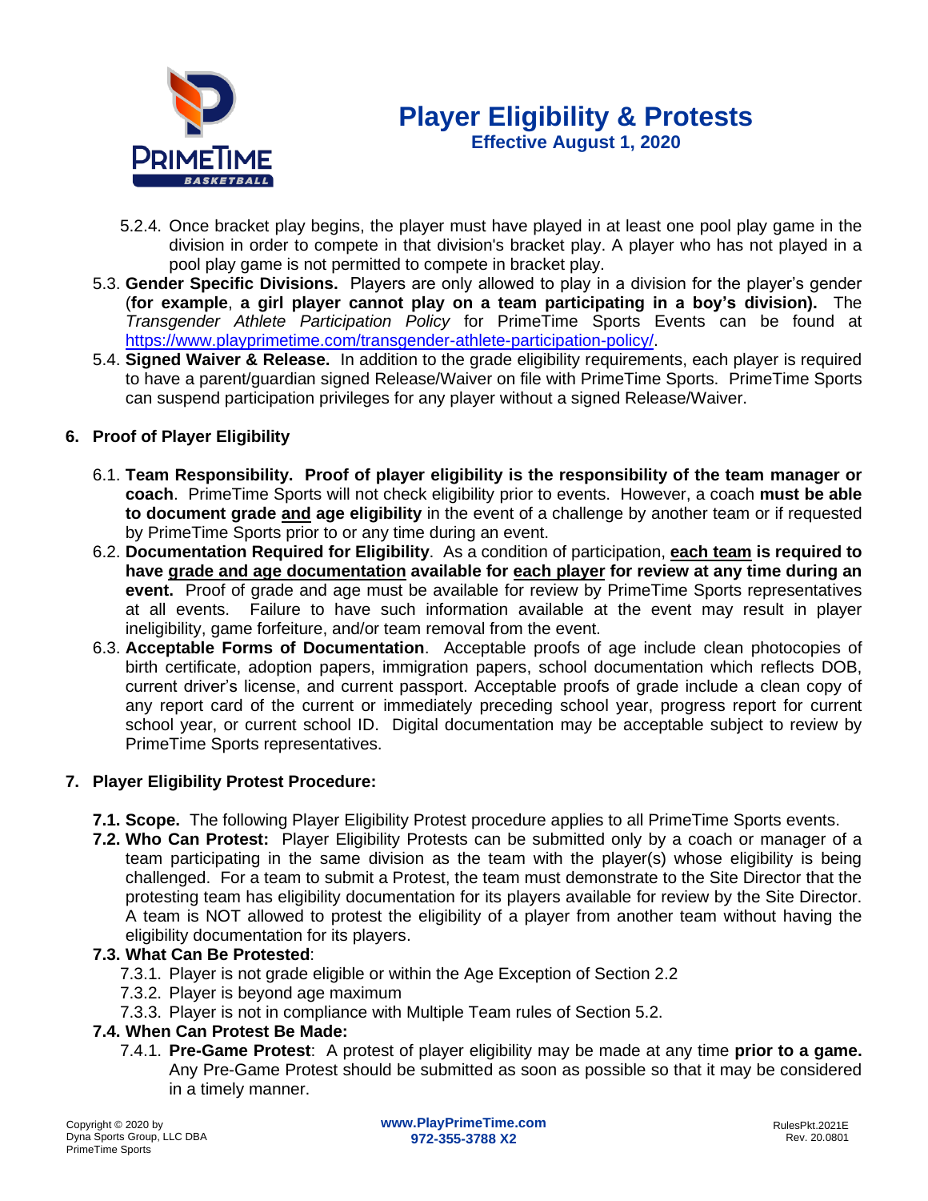5.2.4. Once bracket play begins, the player must have played in at least one pool play game in the division in order to compete in that division's bracket play. A player who has not played in a pool play game is not permitted to compete in bracket play.

5.3. **Gender Specific Divisions.** Players are only allowed to play in a division for the player's gender (**for example**, **a girl player cannot play on a team participating in a boy's division).** The *Transgender Athlete Participation Policy* for PrimeTime Sports Events can be found at [https://www.playprimetime.com/transgender-athlete-participation-policy/](https://www.playprimetime.com/transgender-athlete-participation-policy/).

5.4. **Signed Waiver & Release.** In addition to the grade eligibility requirements, each player is required to have a parent/guardian signed Release/Waiver on file with PrimeTime Sports. PrimeTime Sports can suspend participation privileges for any player without a signed Release/Waiver.

## 6. Proof of Player Eligibility

6.1. **Team Responsibility. Proof of player eligibility is the responsibility of the team manager or coach**. PrimeTime Sports will not check eligibility prior to events. However, a coach **must be able to document grade <u>and</u> age eligibility** in the event of a challenge by another team or if requested by PrimeTime Sports prior to or any time during an event.

6.2. **Documentation Required for Eligibility**. As a condition of participation, **<u>each team</u> is required to have <u>grade and age documentation</u> available for <u>each player</u> for review at any time during an event.** Proof of grade and age must be available for review by PrimeTime Sports representatives at all events. Failure to have such information available at the event may result in player ineligibility, game forfeiture, and/or team removal from the event.

6.3. **Acceptable Forms of Documentation**. Acceptable proofs of age include clean photocopies of birth certificate, adoption papers, immigration papers, school documentation which reflects DOB, current driver's license, and current passport. Acceptable proofs of grade include a clean copy of any report card of the current or immediately preceding school year, progress report for current school year, or current school ID. Digital documentation may be acceptable subject to review by PrimeTime Sports representatives.

## 7. Player Eligibility Protest Procedure:

**7.1. Scope.** The following Player Eligibility Protest procedure applies to all PrimeTime Sports events.

**7.2. Who Can Protest:** Player Eligibility Protests can be submitted only by a coach or manager of a team participating in the same division as the team with the player(s) whose eligibility is being challenged. For a team to submit a Protest, the team must demonstrate to the Site Director that the protesting team has eligibility documentation for its players available for review by the Site Director. A team is NOT allowed to protest the eligibility of a player from another team without having the eligibility documentation for its players.

**7.3. What Can Be Protested**:

7.3.1. Player is not grade eligible or within the Age Exception of Section 2.2

7.3.2. Player is beyond age maximum

7.3.3. Player is not in compliance with Multiple Team rules of Section 5.2.

**7.4. When Can Protest Be Made:**

7.4.1. **Pre-Game Protest**: A protest of player eligibility may be made at any time **prior to a game.** Any Pre-Game Protest should be submitted as soon as possible so that it may be considered in a timely manner.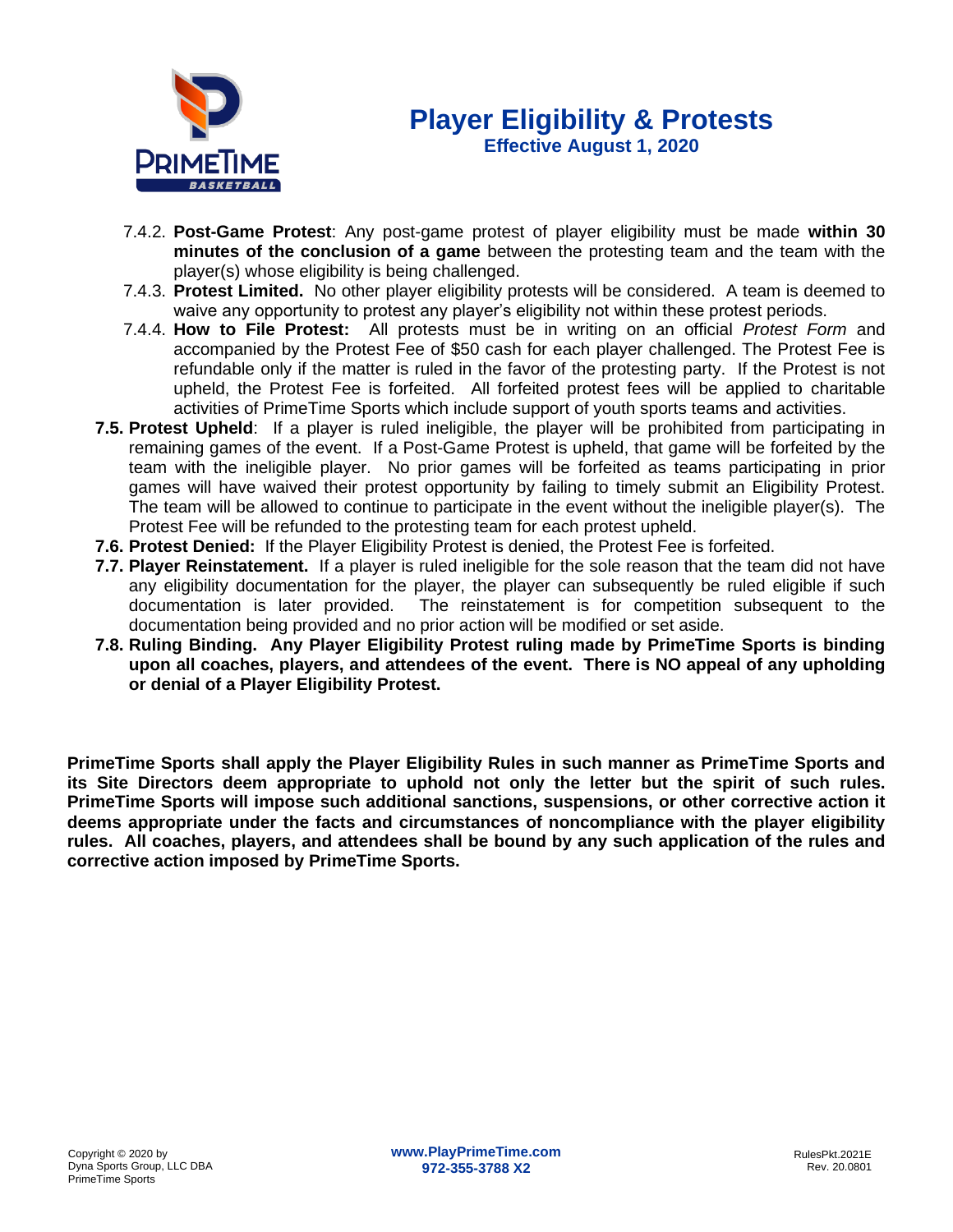# Player Eligibility & Protests

**Effective August 1, 2020**

7.4.2. **Post-Game Protest**: Any post-game protest of player eligibility must be made **within 30 minutes of the conclusion of a game** between the protesting team and the team with the player(s) whose eligibility is being challenged.

7.4.3. **Protest Limited.** No other player eligibility protests will be considered. A team is deemed to waive any opportunity to protest any player's eligibility not within these protest periods.

7.4.4. **How to File Protest:** All protests must be in writing on an official *Protest Form* and accompanied by the Protest Fee of $50 cash for each player challenged. The Protest Fee is refundable only if the matter is ruled in the favor of the protesting party. If the Protest is not upheld, the Protest Fee is forfeited. All forfeited protest fees will be applied to charitable activities of PrimeTime Sports which include support of youth sports teams and activities.

**7.5. Protest Upheld**: If a player is ruled ineligible, the player will be prohibited from participating in remaining games of the event. If a Post-Game Protest is upheld, that game will be forfeited by the team with the ineligible player. No prior games will be forfeited as teams participating in prior games will have waived their protest opportunity by failing to timely submit an Eligibility Protest. The team will be allowed to continue to participate in the event without the ineligible player(s). The Protest Fee will be refunded to the protesting team for each protest upheld.

**7.6. Protest Denied:** If the Player Eligibility Protest is denied, the Protest Fee is forfeited.

**7.7. Player Reinstatement.** If a player is ruled ineligible for the sole reason that the team did not have any eligibility documentation for the player, the player can subsequently be ruled eligible if such documentation is later provided. The reinstatement is for competition subsequent to the documentation being provided and no prior action will be modified or set aside.

**7.8. Ruling Binding. Any Player Eligibility Protest ruling made by PrimeTime Sports is binding upon all coaches, players, and attendees of the event. There is NO appeal of any upholding or denial of a Player Eligibility Protest.**

**PrimeTime Sports shall apply the Player Eligibility Rules in such manner as PrimeTime Sports and its Site Directors deem appropriate to uphold not only the letter but the spirit of such rules. PrimeTime Sports will impose such additional sanctions, suspensions, or other corrective action it deems appropriate under the facts and circumstances of noncompliance with the player eligibility rules. All coaches, players, and attendees shall be bound by any such application of the rules and corrective action imposed by PrimeTime Sports.**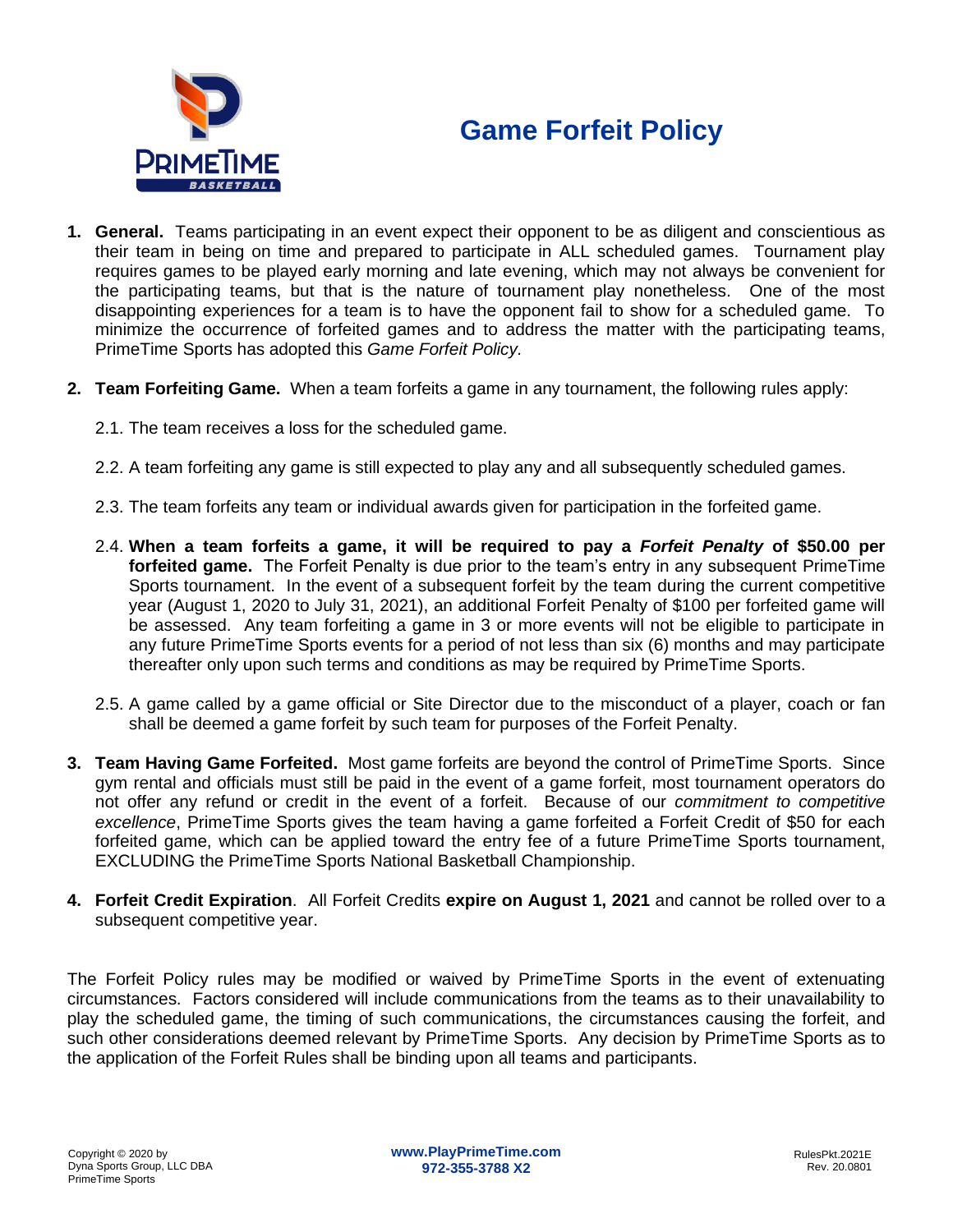# Game Forfeit Policy

1. **General.** Teams participating in an event expect their opponent to be as diligent and conscientious as their team in being on time and prepared to participate in ALL scheduled games. Tournament play requires games to be played early morning and late evening, which may not always be convenient for the participating teams, but that is the nature of tournament play nonetheless. One of the most disappointing experiences for a team is to have the opponent fail to show for a scheduled game. To minimize the occurrence of forfeited games and to address the matter with the participating teams, PrimeTime Sports has adopted this *Game Forfeit Policy.*

2. **Team Forfeiting Game.** When a team forfeits a game in any tournament, the following rules apply:

   2.1. The team receives a loss for the scheduled game.

   2.2. A team forfeiting any game is still expected to play any and all subsequently scheduled games.

   2.3. The team forfeits any team or individual awards given for participation in the forfeited game.

   2.4. **When a team forfeits a game, it will be required to pay a *Forfeit Penalty* of $50.00 per forfeited game.** The Forfeit Penalty is due prior to the team's entry in any subsequent PrimeTime Sports tournament. In the event of a subsequent forfeit by the team during the current competitive year (August 1, 2020 to July 31, 2021), an additional Forfeit Penalty of $100 per forfeited game will be assessed. Any team forfeiting a game in 3 or more events will not be eligible to participate in any future PrimeTime Sports events for a period of not less than six (6) months and may participate thereafter only upon such terms and conditions as may be required by PrimeTime Sports.

   2.5. A game called by a game official or Site Director due to the misconduct of a player, coach or fan shall be deemed a game forfeit by such team for purposes of the Forfeit Penalty.

3. **Team Having Game Forfeited.** Most game forfeits are beyond the control of PrimeTime Sports. Since gym rental and officials must still be paid in the event of a game forfeit, most tournament operators do not offer any refund or credit in the event of a forfeit. Because of our *commitment to competitive excellence*, PrimeTime Sports gives the team having a game forfeited a Forfeit Credit of $50 for each forfeited game, which can be applied toward the entry fee of a future PrimeTime Sports tournament, EXCLUDING the PrimeTime Sports National Basketball Championship.

4. **Forfeit Credit Expiration**. All Forfeit Credits **expire on August 1, 2021** and cannot be rolled over to a subsequent competitive year.

The Forfeit Policy rules may be modified or waived by PrimeTime Sports in the event of extenuating circumstances. Factors considered will include communications from the teams as to their unavailability to play the scheduled game, the timing of such communications, the circumstances causing the forfeit, and such other considerations deemed relevant by PrimeTime Sports. Any decision by PrimeTime Sports as to the application of the Forfeit Rules shall be binding upon all teams and participants.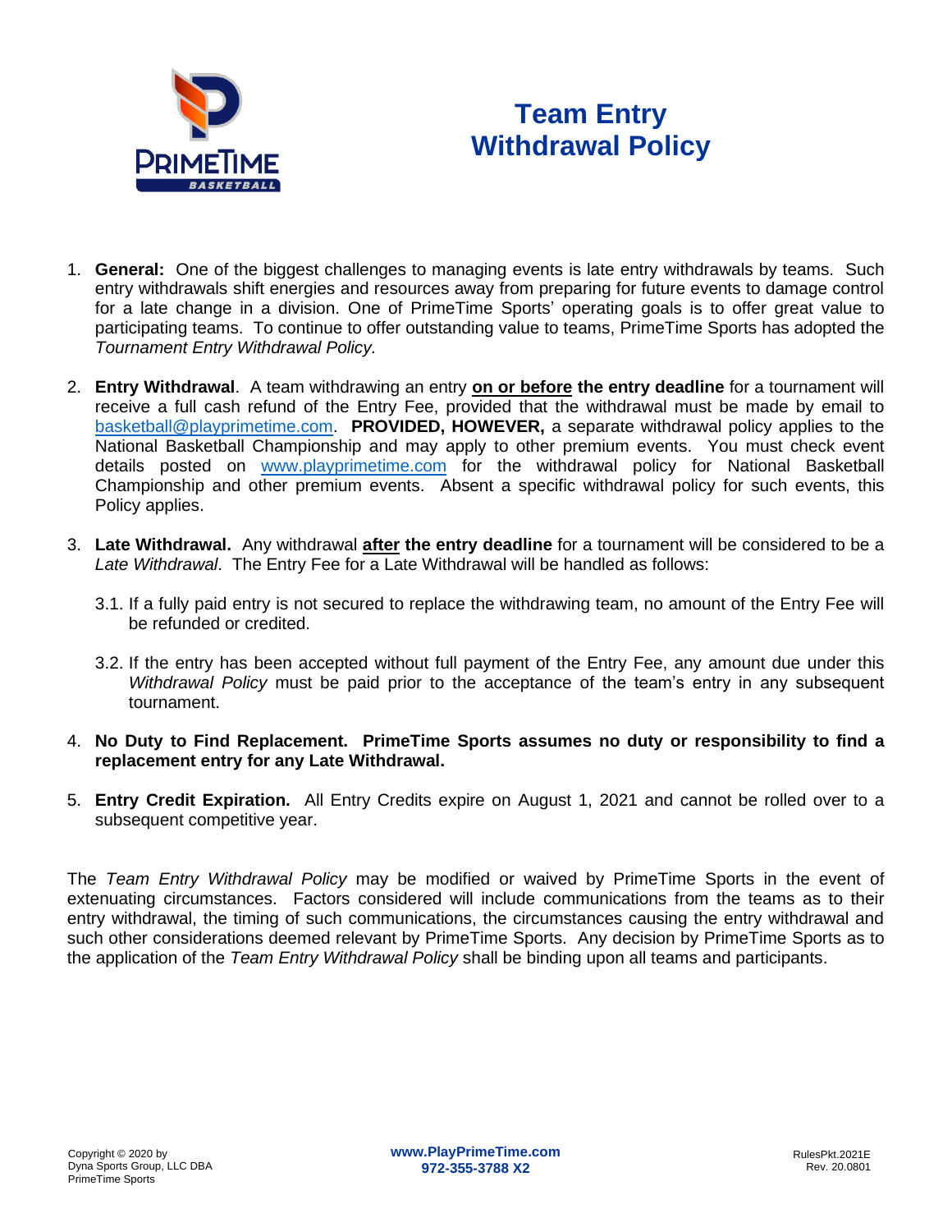# Team Entry Withdrawal Policy

1. **General:** One of the biggest challenges to managing events is late entry withdrawals by teams. Such entry withdrawals shift energies and resources away from preparing for future events to damage control for a late change in a division. One of PrimeTime Sports' operating goals is to offer great value to participating teams. To continue to offer outstanding value to teams, PrimeTime Sports has adopted the *Tournament Entry Withdrawal Policy.*

2. **Entry Withdrawal**. A team withdrawing an entry **on or before the entry deadline** for a tournament will receive a full cash refund of the Entry Fee, provided that the withdrawal must be made by email to basketball@playprimetime.com. **PROVIDED, HOWEVER,** a separate withdrawal policy applies to the National Basketball Championship and may apply to other premium events. You must check event details posted on www.playprimetime.com for the withdrawal policy for National Basketball Championship and other premium events. Absent a specific withdrawal policy for such events, this Policy applies.

3. **Late Withdrawal.** Any withdrawal **after the entry deadline** for a tournament will be considered to be a *Late Withdrawal*. The Entry Fee for a Late Withdrawal will be handled as follows:

   3.1. If a fully paid entry is not secured to replace the withdrawing team, no amount of the Entry Fee will be refunded or credited.

   3.2. If the entry has been accepted without full payment of the Entry Fee, any amount due under this *Withdrawal Policy* must be paid prior to the acceptance of the team's entry in any subsequent tournament.

4. **No Duty to Find Replacement. PrimeTime Sports assumes no duty or responsibility to find a replacement entry for any Late Withdrawal.**

5. **Entry Credit Expiration.** All Entry Credits expire on August 1, 2021 and cannot be rolled over to a subsequent competitive year.

The *Team Entry Withdrawal Policy* may be modified or waived by PrimeTime Sports in the event of extenuating circumstances. Factors considered will include communications from the teams as to their entry withdrawal, the timing of such communications, the circumstances causing the entry withdrawal and such other considerations deemed relevant by PrimeTime Sports. Any decision by PrimeTime Sports as to the application of the *Team Entry Withdrawal Policy* shall be binding upon all teams and participants.